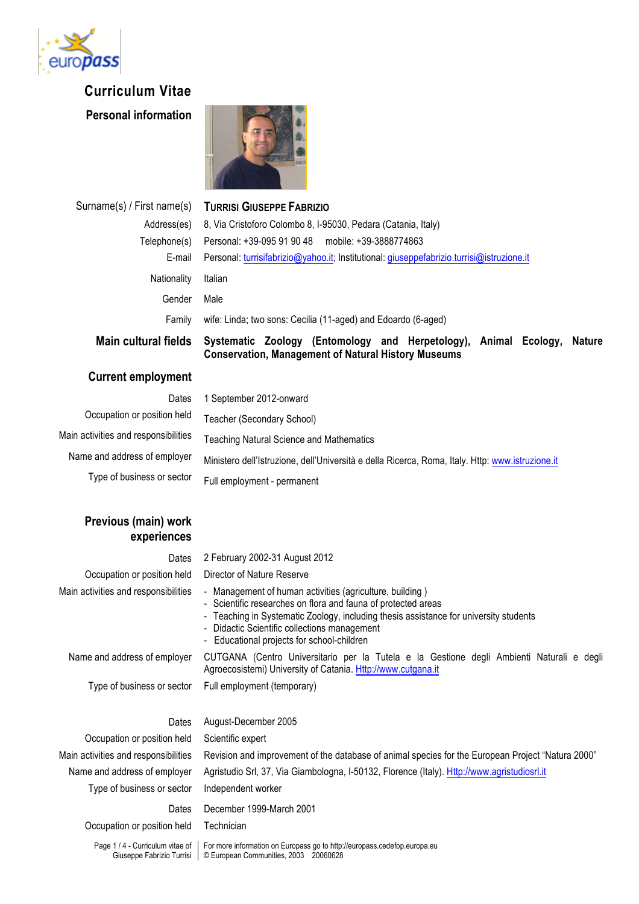# Curriculum Vitae

## Personal information

| | |
|---|---|
| Surname(s) / First name(s) | **Turrisi Giuseppe Fabrizio** |
| Address(es) | 8, Via Cristoforo Colombo 8, I-95030, Pedara (Catania, Italy) |
| Telephone(s) | Personal: +39-095 91 90 48 mobile: +39-3888774863 |
| E-mail | Personal: turrisifabrizio@yahoo.it; Institutional: giuseppefabrizio.turrisi@istruzione.it |
| Nationality | Italian |
| Gender | Male |
| Family | wife: Linda; two sons: Cecilia (11-aged) and Edoardo (6-aged) |

## Main cultural fields

**Systematic Zoology (Entomology and Herpetology), Animal Ecology, Nature Conservation, Management of Natural History Museums**

## Current employment

| | |
|---|---|
| Dates | 1 September 2012-onward |
| Occupation or position held | Teacher (Secondary School) |
| Main activities and responsibilities | Teaching Natural Science and Mathematics |
| Name and address of employer | Ministero dell'Istruzione, dell'Università e della Ricerca, Roma, Italy. Http: www.istruzione.it |
| Type of business or sector | Full employment - permanent |

## Previous (main) work experiences

| | |
|---|---|
| Dates | 2 February 2002-31 August 2012 |
| Occupation or position held | Director of Nature Reserve |
| Main activities and responsibilities | - Management of human activities (agriculture, building )<br>- Scientific researches on flora and fauna of protected areas<br>- Teaching in Systematic Zoology, including thesis assistance for university students<br>- Didactic Scientific collections management<br>- Educational projects for school-children |
| Name and address of employer | CUTGANA (Centro Universitario per la Tutela e la Gestione degli Ambienti Naturali e degli Agroecosistemi) University of Catania. Http://www.cutgana.it |
| Type of business or sector | Full employment (temporary) |

| | |
|---|---|
| Dates | August-December 2005 |
| Occupation or position held | Scientific expert |
| Main activities and responsibilities | Revision and improvement of the database of animal species for the European Project "Natura 2000" |
| Name and address of employer | Agristudio Srl, 37, Via Giambologna, I-50132, Florence (Italy). Http://www.agristudiosrl.it |
| Type of business or sector | Independent worker |

| | |
|---|---|
| Dates | December 1999-March 2001 |
| Occupation or position held | Technician |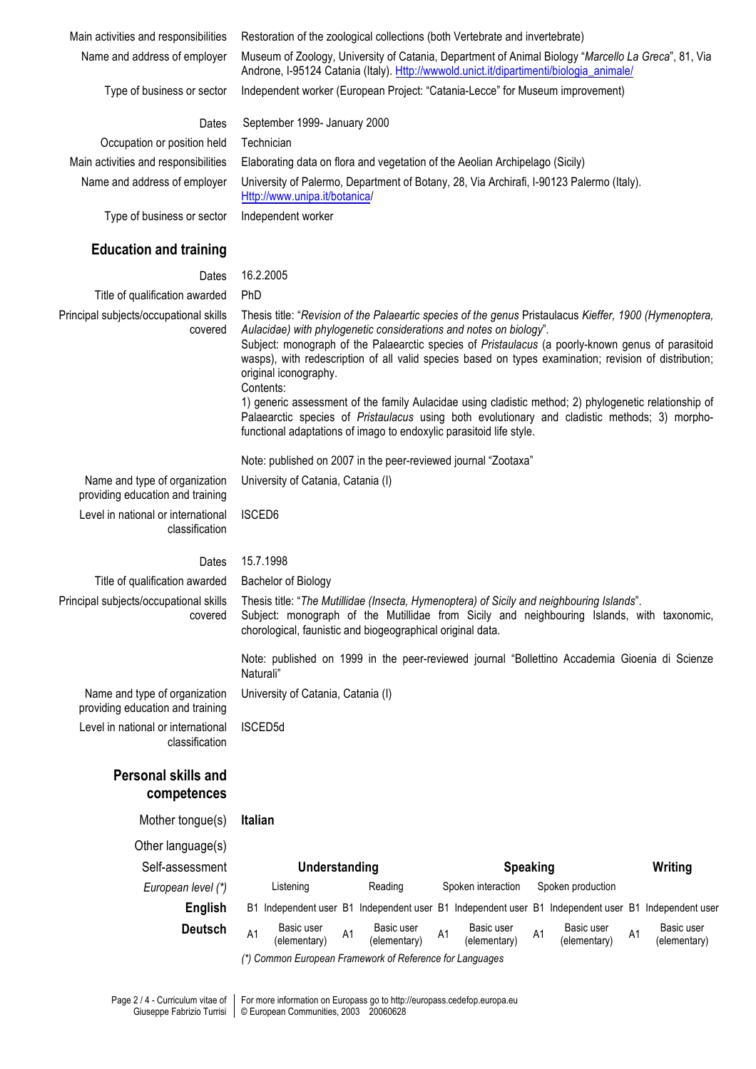| | |
|---|---|
| Main activities and responsibilities | Restoration of the zoological collections (both Vertebrate and invertebrate) |
| Name and address of employer | Museum of Zoology, University of Catania, Department of Animal Biology "*Marcello La Greca*", 81, Via Androne, I-95124 Catania (Italy). Http://wwwold.unict.it/dipartimenti/biologia_animale/ |
| Type of business or sector | Independent worker (European Project: "Catania-Lecce" for Museum improvement) |
| Dates | September 1999- January 2000 |
| Occupation or position held | Technician |
| Main activities and responsibilities | Elaborating data on flora and vegetation of the Aeolian Archipelago (Sicily) |
| Name and address of employer | University of Palermo, Department of Botany, 28, Via Archirafi, I-90123 Palermo (Italy). Http://www.unipa.it/botanica/ |
| Type of business or sector | Independent worker |

## Education and training

| | |
|---|---|
| Dates | 16.2.2005 |
| Title of qualification awarded | PhD |
| Principal subjects/occupational skills covered | Thesis title: "*Revision of the Palaeartic species of the genus* Pristaulacus *Kieffer, 1900 (Hymenoptera, Aulacidae) with phylogenetic considerations and notes on biology*". Subject: monograph of the Palaearctic species of *Pristaulacus* (a poorly-known genus of parasitoid wasps), with redescription of all valid species based on types examination; revision of distribution; original iconography. Contents: 1) generic assessment of the family Aulacidae using cladistic method; 2) phylogenetic relationship of Palaearctic species of *Pristaulacus* using both evolutionary and cladistic methods; 3) morpho-functional adaptations of imago to endoxylic parasitoid life style. Note: published on 2007 in the peer-reviewed journal "Zootaxa" |
| Name and type of organization providing education and training | University of Catania, Catania (I) |
| Level in national or international classification | ISCED6 |
| Dates | 15.7.1998 |
| Title of qualification awarded | Bachelor of Biology |
| Principal subjects/occupational skills covered | Thesis title: "*The Mutillidae (Insecta, Hymenoptera) of Sicily and neighbouring Islands*". Subject: monograph of the Mutillidae from Sicily and neighbouring Islands, with taxonomic, chorological, faunistic and biogeographical original data. Note: published on 1999 in the peer-reviewed journal "Bollettino Accademia Gioenia di Scienze Naturali" |
| Name and type of organization providing education and training | University of Catania, Catania (I) |
| Level in national or international classification | ISCED5d |

## Personal skills and competences

**Mother tongue(s)**: **Italian**

**Other language(s)**

| Self-assessment | Understanding | | Speaking | | Writing |
|---|---|---|---|---|---|
| *European level (\*)* | Listening | Reading | Spoken interaction | Spoken production | |
| **English** | B1 Independent user | B1 Independent user | B1 Independent user | B1 Independent user | B1 Independent user |
| **Deutsch** | A1 Basic user (elementary) | A1 Basic user (elementary) | A1 Basic user (elementary) | A1 Basic user (elementary) | A1 Basic user (elementary) |

*(\*) Common European Framework of Reference for Languages*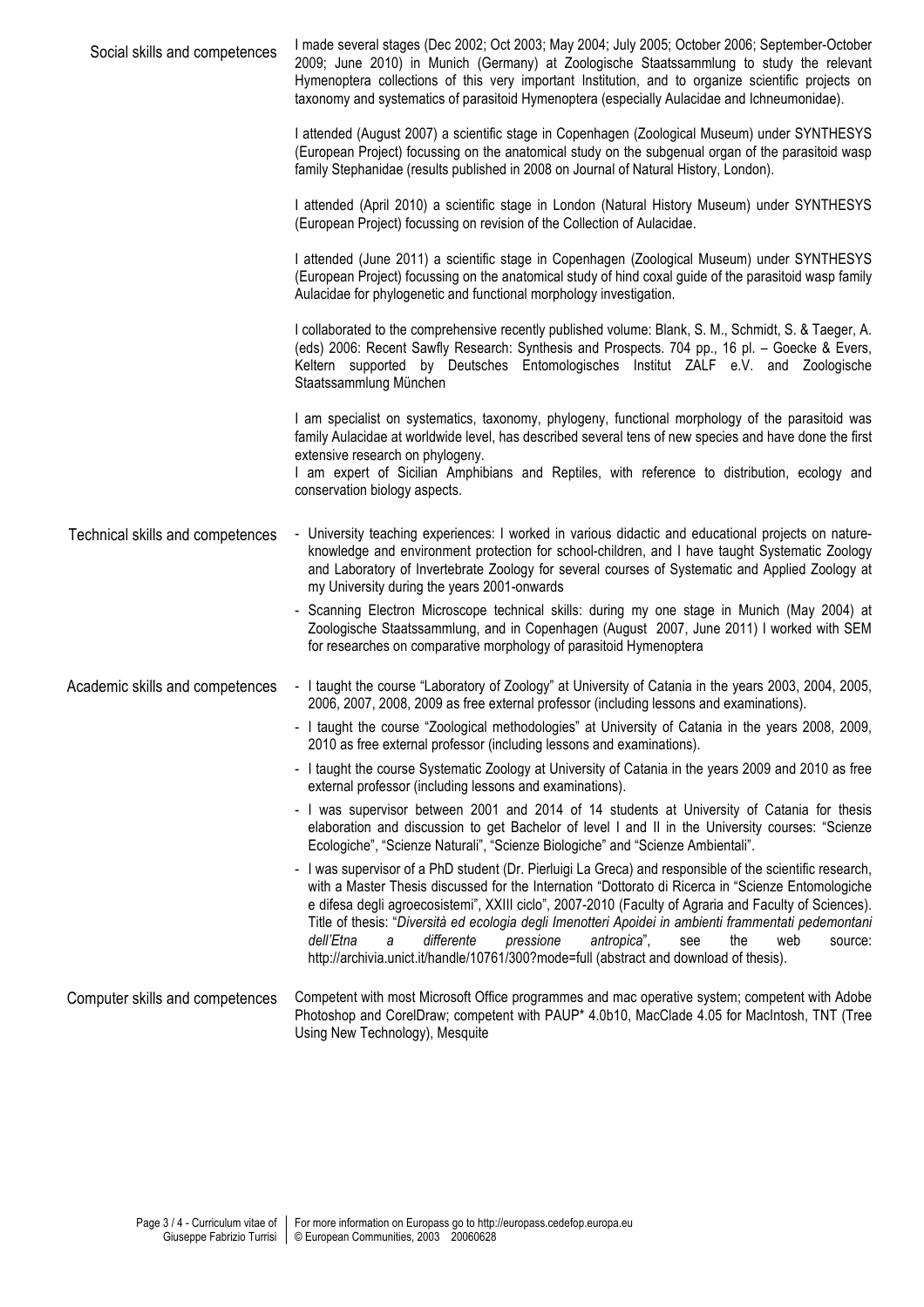**Social skills and competences**

I made several stages (Dec 2002; Oct 2003; May 2004; July 2005; October 2006; September-October 2009; June 2010) in Munich (Germany) at Zoologische Staatssammlung to study the relevant Hymenoptera collections of this very important Institution, and to organize scientific projects on taxonomy and systematics of parasitoid Hymenoptera (especially Aulacidae and Ichneumonidae).

I attended (August 2007) a scientific stage in Copenhagen (Zoological Museum) under SYNTHESYS (European Project) focussing on the anatomical study on the subgenual organ of the parasitoid wasp family Stephanidae (results published in 2008 on Journal of Natural History, London).

I attended (April 2010) a scientific stage in London (Natural History Museum) under SYNTHESYS (European Project) focussing on revision of the Collection of Aulacidae.

I attended (June 2011) a scientific stage in Copenhagen (Zoological Museum) under SYNTHESYS (European Project) focussing on the anatomical study of hind coxal guide of the parasitoid wasp family Aulacidae for phylogenetic and functional morphology investigation.

I collaborated to the comprehensive recently published volume: Blank, S. M., Schmidt, S. & Taeger, A. (eds) 2006: Recent Sawfly Research: Synthesis and Prospects. 704 pp., 16 pl. – Goecke & Evers, Keltern supported by Deutsches Entomologisches Institut ZALF e.V. and Zoologische Staatssammlung München

I am specialist on systematics, taxonomy, phylogeny, functional morphology of the parasitoid was family Aulacidae at worldwide level, has described several tens of new species and have done the first extensive research on phylogeny.
I am expert of Sicilian Amphibians and Reptiles, with reference to distribution, ecology and conservation biology aspects.

**Technical skills and competences**

- University teaching experiences: I worked in various didactic and educational projects on nature-knowledge and environment protection for school-children, and I have taught Systematic Zoology and Laboratory of Invertebrate Zoology for several courses of Systematic and Applied Zoology at my University during the years 2001-onwards
- Scanning Electron Microscope technical skills: during my one stage in Munich (May 2004) at Zoologische Staatssammlung, and in Copenhagen (August 2007, June 2011) I worked with SEM for researches on comparative morphology of parasitoid Hymenoptera

**Academic skills and competences**

- I taught the course "Laboratory of Zoology" at University of Catania in the years 2003, 2004, 2005, 2006, 2007, 2008, 2009 as free external professor (including lessons and examinations).
- I taught the course "Zoological methodologies" at University of Catania in the years 2008, 2009, 2010 as free external professor (including lessons and examinations).
- I taught the course Systematic Zoology at University of Catania in the years 2009 and 2010 as free external professor (including lessons and examinations).
- I was supervisor between 2001 and 2014 of 14 students at University of Catania for thesis elaboration and discussion to get Bachelor of level I and II in the University courses: "Scienze Ecologiche", "Scienze Naturali", "Scienze Biologiche" and "Scienze Ambientali".
- I was supervisor of a PhD student (Dr. Pierluigi La Greca) and responsible of the scientific research, with a Master Thesis discussed for the Internation "Dottorato di Ricerca in "Scienze Entomologiche e difesa degli agroecosistemi", XXIII ciclo", 2007-2010 (Faculty of Agraria and Faculty of Sciences). Title of thesis: "*Diversità ed ecologia degli Imenotteri Apoidei in ambienti frammentati pedemontani dell'Etna a differente pressione antropica*", see the web source: http://archivia.unict.it/handle/10761/300?mode=full (abstract and download of thesis).

**Computer skills and competences**

Competent with most Microsoft Office programmes and mac operative system; competent with Adobe Photoshop and CorelDraw; competent with PAUP* 4.0b10, MacClade 4.05 for MacIntosh, TNT (Tree Using New Technology), Mesquite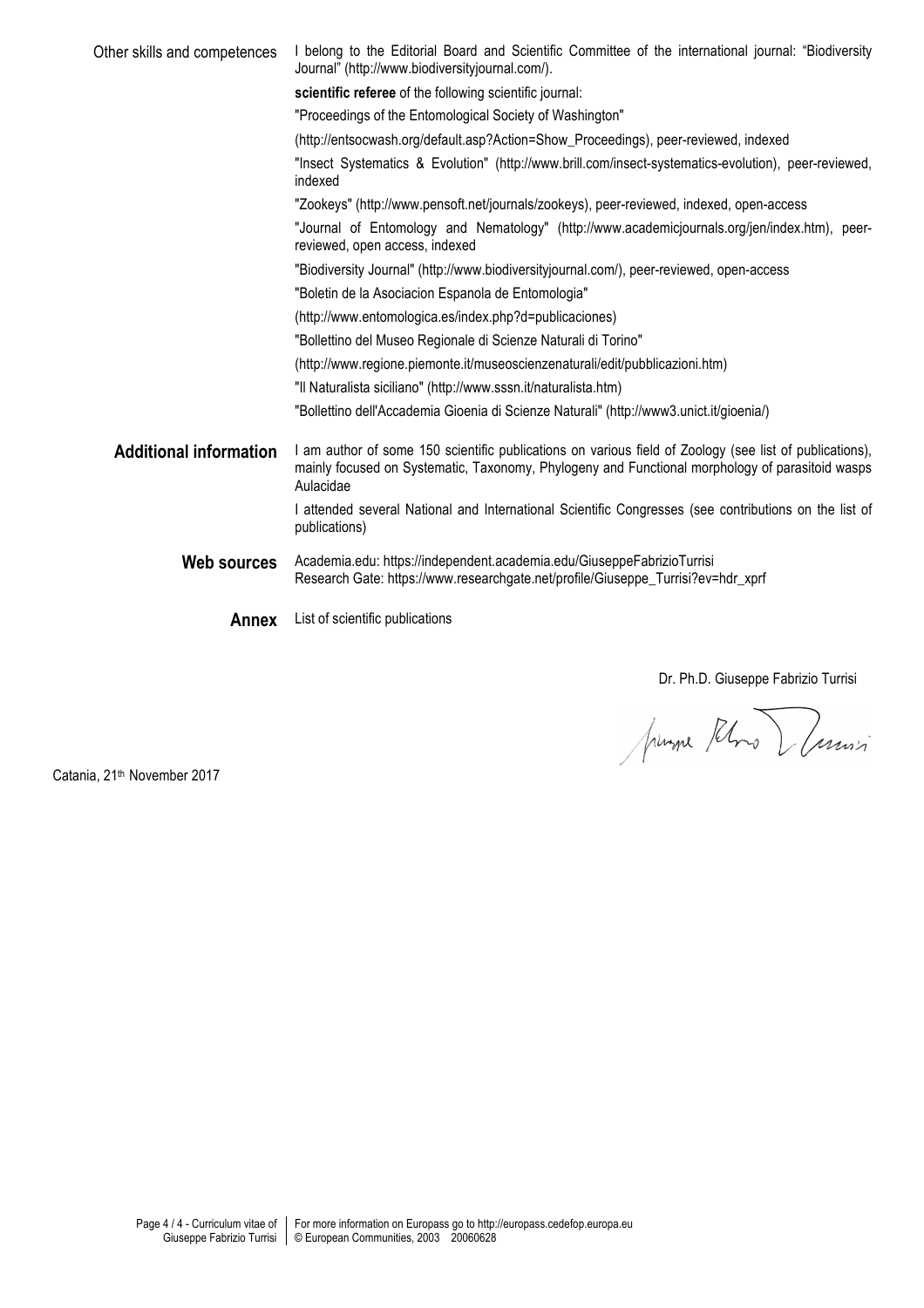**Other skills and competences**

I belong to the Editorial Board and Scientific Committee of the international journal: "Biodiversity Journal" (http://www.biodiversityjournal.com/).

**scientific referee** of the following scientific journal:

"Proceedings of the Entomological Society of Washington"

(http://entsocwash.org/default.asp?Action=Show_Proceedings), peer-reviewed, indexed

"Insect Systematics & Evolution" (http://www.brill.com/insect-systematics-evolution), peer-reviewed, indexed

"Zookeys" (http://www.pensoft.net/journals/zookeys), peer-reviewed, indexed, open-access

"Journal of Entomology and Nematology" (http://www.academicjournals.org/jen/index.htm), peer-reviewed, open access, indexed

"Biodiversity Journal" (http://www.biodiversityjournal.com/), peer-reviewed, open-access

"Boletin de la Asociacion Espanola de Entomologia"

(http://www.entomologica.es/index.php?d=publicaciones)

"Bollettino del Museo Regionale di Scienze Naturali di Torino"

(http://www.regione.piemonte.it/museoscienzenaturali/edit/pubblicazioni.htm)

"Il Naturalista siciliano" (http://www.sssn.it/naturalista.htm)

"Bollettino dell'Accademia Gioenia di Scienze Naturali" (http://www3.unict.it/gioenia/)

**Additional information**

I am author of some 150 scientific publications on various field of Zoology (see list of publications), mainly focused on Systematic, Taxonomy, Phylogeny and Functional morphology of parasitoid wasps Aulacidae

I attended several National and International Scientific Congresses (see contributions on the list of publications)

**Web sources**

Academia.edu: https://independent.academia.edu/GiuseppeFabrizioTurrisi
Research Gate: https://www.researchgate.net/profile/Giuseppe_Turrisi?ev=hdr_xprf

**Annex**

List of scientific publications

Dr. Ph.D. Giuseppe Fabrizio Turrisi

Catania, 21th November 2017